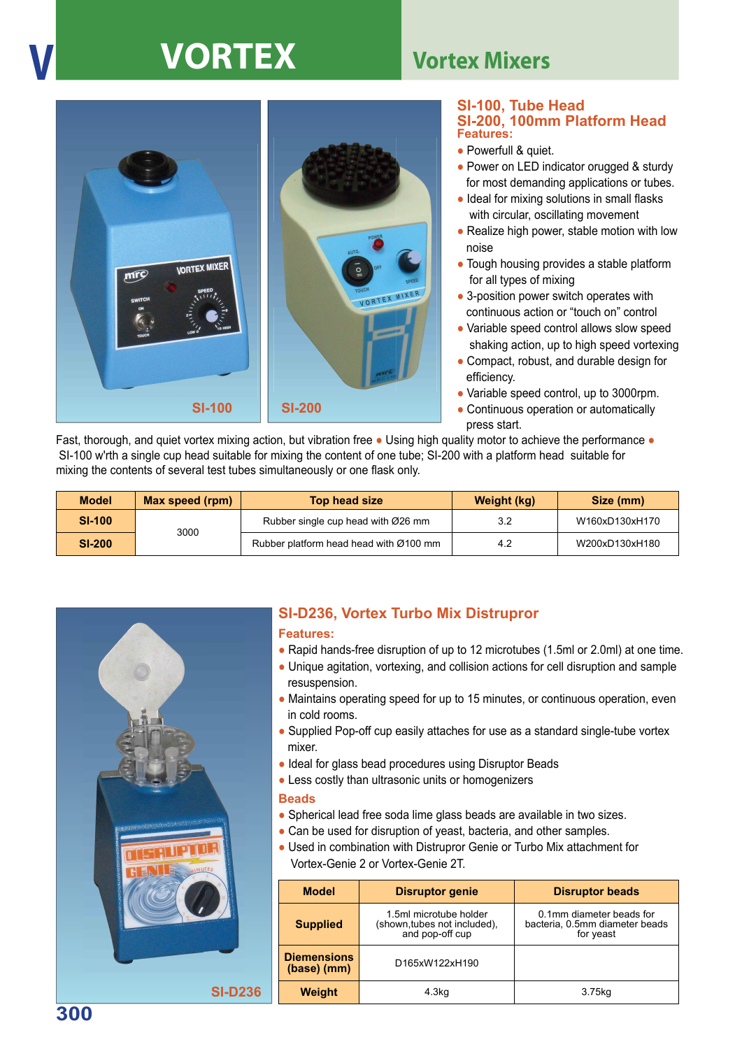# VORTEX

## Vortex Mixers

SI-100 SI-200

### SI-100, Tube Head
### SI-200, 100mm Platform Head

**Features:**

- Powerfull & quiet.
- Power on LED indicator orugged & sturdy for most demanding applications or tubes.
- Ideal for mixing solutions in small flasks with circular, oscillating movement
- Realize high power, stable motion with low noise
- Tough housing provides a stable platform for all types of mixing
- 3-position power switch operates with continuous action or "touch on" control
- Variable speed control allows slow speed shaking action, up to high speed vortexing
- Compact, robust, and durable design for efficiency.
- Variable speed control, up to 3000rpm.
- Continuous operation or automatically press start.

Fast, thorough, and quiet vortex mixing action, but vibration free • Using high quality motor to achieve the performance • SI-100 w'rth a single cup head suitable for mixing the content of one tube; SI-200 with a platform head suitable for mixing the contents of several test tubes simultaneously or one flask only.

| Model | Max speed (rpm) | Top head size | Weight (kg) | Size (mm) |
|---|---|---|---|---|
| SI-100 | 3000 | Rubber single cup head with Ø26 mm | 3.2 | W160xD130xH170 |
| SI-200 | | Rubber platform head head with Ø100 mm | 4.2 | W200xD130xH180 |

SI-D236

### SI-D236, Vortex Turbo Mix Distrupror

**Features:**

- Rapid hands-free disruption of up to 12 microtubes (1.5ml or 2.0ml) at one time.
- Unique agitation, vortexing, and collision actions for cell disruption and sample resuspension.
- Maintains operating speed for up to 15 minutes, or continuous operation, even in cold rooms.
- Supplied Pop-off cup easily attaches for use as a standard single-tube vortex mixer.
- Ideal for glass bead procedures using Disruptor Beads
- Less costly than ultrasonic units or homogenizers

**Beads**

- Spherical lead free soda lime glass beads are available in two sizes.
- Can be used for disruption of yeast, bacteria, and other samples.
- Used in combination with Distruptor Genie or Turbo Mix attachment for Vortex-Genie 2 or Vortex-Genie 2T.

| Model | Disruptor genie | Disruptor beads |
|---|---|---|
| Supplied | 1.5ml microtube holder (shown,tubes not included), and pop-off cup | 0.1mm diameter beads for bacteria, 0.5mm diameter beads for yeast |
| Diemensions (base) (mm) | D165xW122xH190 | |
| Weight | 4.3kg | 3.75kg |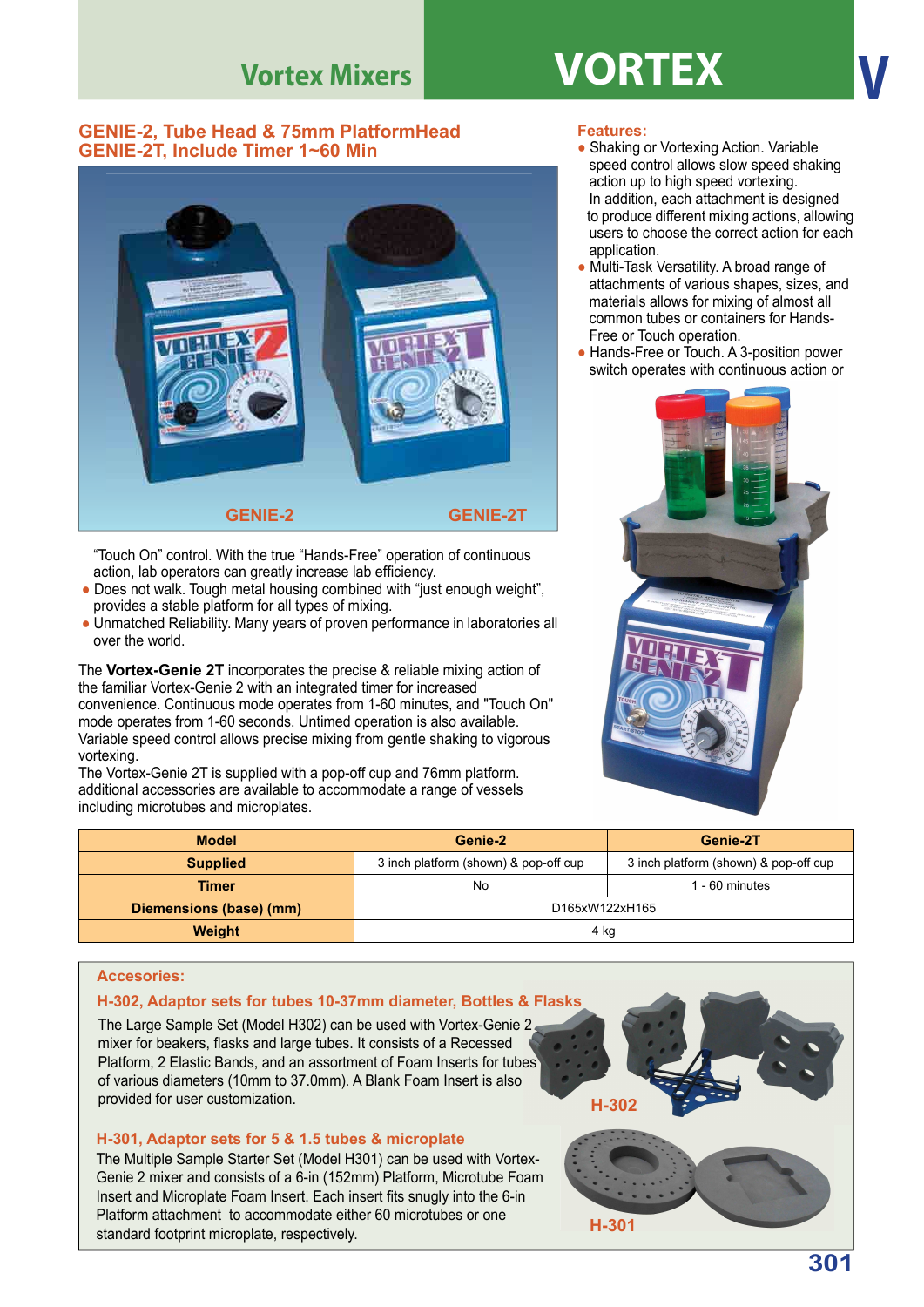# Vortex Mixers

# VORTEX

## GENIE-2, Tube Head & 75mm PlatformHead
## GENIE-2T, Include Timer 1~60 Min

GENIE-2 GENIE-2T

**Features:**

- Shaking or Vortexing Action. Variable speed control allows slow speed shaking action up to high speed vortexing. In addition, each attachment is designed to produce different mixing actions, allowing users to choose the correct action for each application.
- Multi-Task Versatility. A broad range of attachments of various shapes, sizes, and materials allows for mixing of almost all common tubes or containers for Hands-Free or Touch operation.
- Hands-Free or Touch. A 3-position power switch operates with continuous action or "Touch On" control. With the true "Hands-Free" operation of continuous action, lab operators can greatly increase lab efficiency.
- Does not walk. Tough metal housing combined with "just enough weight", provides a stable platform for all types of mixing.
- Unmatched Reliability. Many years of proven performance in laboratories all over the world.

The **Vortex-Genie 2T** incorporates the precise & reliable mixing action of the familiar Vortex-Genie 2 with an integrated timer for increased convenience. Continuous mode operates from 1-60 minutes, and "Touch On" mode operates from 1-60 seconds. Untimed operation is also available. Variable speed control allows precise mixing from gentle shaking to vigorous vortexing.
The Vortex-Genie 2T is supplied with a pop-off cup and 76mm platform. additional accessories are available to accommodate a range of vessels including microtubes and microplates.

| Model | Genie-2 | Genie-2T |
|---|---|---|
| Supplied | 3 inch platform (shown) & pop-off cup | 3 inch platform (shown) & pop-off cup |
| Timer | No | 1 - 60 minutes |
| Diemensions (base) (mm) | D165xW122xH165 | |
| Weight | 4 kg | |

**Accesories:**

### H-302, Adaptor sets for tubes 10-37mm diameter, Bottles & Flasks

The Large Sample Set (Model H302) can be used with Vortex-Genie 2 mixer for beakers, flasks and large tubes. It consists of a Recessed Platform, 2 Elastic Bands, and an assortment of Foam Inserts for tubes of various diameters (10mm to 37.0mm). A Blank Foam Insert is also provided for user customization.

H-302

### H-301, Adaptor sets for 5 & 1.5 tubes & microplate

The Multiple Sample Starter Set (Model H301) can be used with Vortex-Genie 2 mixer and consists of a 6-in (152mm) Platform, Microtube Foam Insert and Microplate Foam Insert. Each insert fits snugly into the 6-in Platform attachment to accommodate either 60 microtubes or one standard footprint microplate, respectively.

H-301